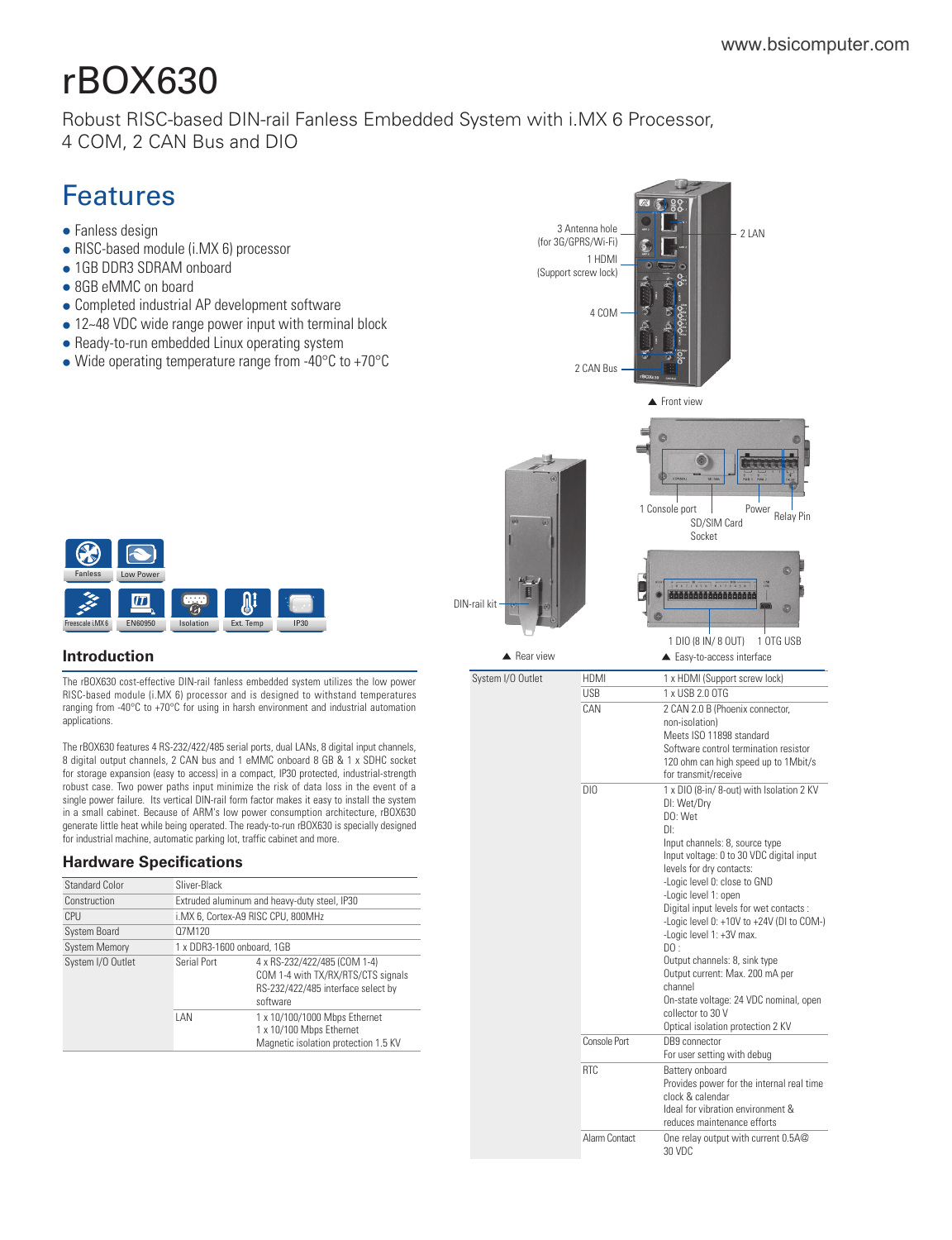# rBOX630

Robust RISC-based DIN-rail Fanless Embedded System with i.MX 6 Processor, 4 COM, 2 CAN Bus and DIO

## Features

- Fanless design
- RISC-based module (i.MX 6) processor
- 1GB DDR3 SDRAM onboard
- 8GB eMMC on board
- Completed industrial AP development software
- 12~48 VDC wide range power input with terminal block
- Ready-to-run embedded Linux operating system
- Wide operating temperature range from -40°C to +70°C

3 Antenna hole (for 3G/GPRS/Wi-Fi)
1 HDMI (Support screw lock)
4 COM
2 CAN Bus
2 LAN

▲ Front view

1 Console port
SD/SIM Card Socket
Power
Relay Pin

DIN-rail kit

1 DIO (8 IN/ 8 OUT)
1 OTG USB

▲ Rear view

▲ Easy-to-access interface

Fanless | Low Power | Freescale i.MX 6 | EN60950 | Isolation | Ext. Temp | IP30

## Introduction

The rBOX630 cost-effective DIN-rail fanless embedded system utilizes the low power RISC-based module (i.MX 6) processor and is designed to withstand temperatures ranging from -40°C to +70°C for using in harsh environment and industrial automation applications.

The rBOX630 features 4 RS-232/422/485 serial ports, dual LANs, 8 digital input channels, 8 digital output channels, 2 CAN bus and 1 eMMC onboard 8 GB & 1 x SDHC socket for storage expansion (easy to access) in a compact, IP30 protected, industrial-strength robust case. Two power paths input minimize the risk of data loss in the event of a single power failure. Its vertical DIN-rail form factor makes it easy to install the system in a small cabinet. Because of ARM's low power consumption architecture, rBOX630 generate little heat while being operated. The ready-to-run rBOX630 is specially designed for industrial machine, automatic parking lot, traffic cabinet and more.

## Hardware Specifications

| | | |
|---|---|---|
| Standard Color | Sliver-Black | |
| Construction | Extruded aluminum and heavy-duty steel, IP30 | |
| CPU | i.MX 6, Cortex-A9 RISC CPU, 800MHz | |
| System Board | Q7M120 | |
| System Memory | 1 x DDR3-1600 onboard, 1GB | |
| System I/O Outlet | Serial Port | 4 x RS-232/422/485 (COM 1-4)<br>COM 1-4 with TX/RX/RTS/CTS signals<br>RS-232/422/485 interface select by software |
| | LAN | 1 x 10/100/1000 Mbps Ethernet<br>1 x 10/100 Mbps Ethernet<br>Magnetic isolation protection 1.5 KV |
| System I/O Outlet | HDMI | 1 x HDMI (Support screw lock) |
| | USB | 1 x USB 2.0 OTG |
| | CAN | 2 CAN 2.0 B (Phoenix connector, non-isolation)<br>Meets ISO 11898 standard<br>Software control termination resistor<br>120 ohm can high speed up to 1Mbit/s for transmit/receive |
| | DIO | 1 x DIO (8-in/ 8-out) with Isolation 2 KV<br>DI: Wet/Dry<br>DO: Wet<br>DI:<br>Input channels: 8, source type<br>Input voltage: 0 to 30 VDC digital input levels for dry contacts:<br>-Logic level 0: close to GND<br>-Logic level 1: open<br>Digital input levels for wet contacts :<br>-Logic level 0: +10V to +24V (DI to COM-)<br>-Logic level 1: +3V max.<br>DO :<br>Output channels: 8, sink type<br>Output current: Max. 200 mA per channel<br>On-state voltage: 24 VDC nominal, open collector to 30 V<br>Optical isolation protection 2 KV |
| | Console Port | DB9 connector<br>For user setting with debug |
| | RTC | Battery onboard<br>Provides power for the internal real time clock & calendar<br>Ideal for vibration environment & reduces maintenance efforts |
| | Alarm Contact | One relay output with current 0.5A@ 30 VDC |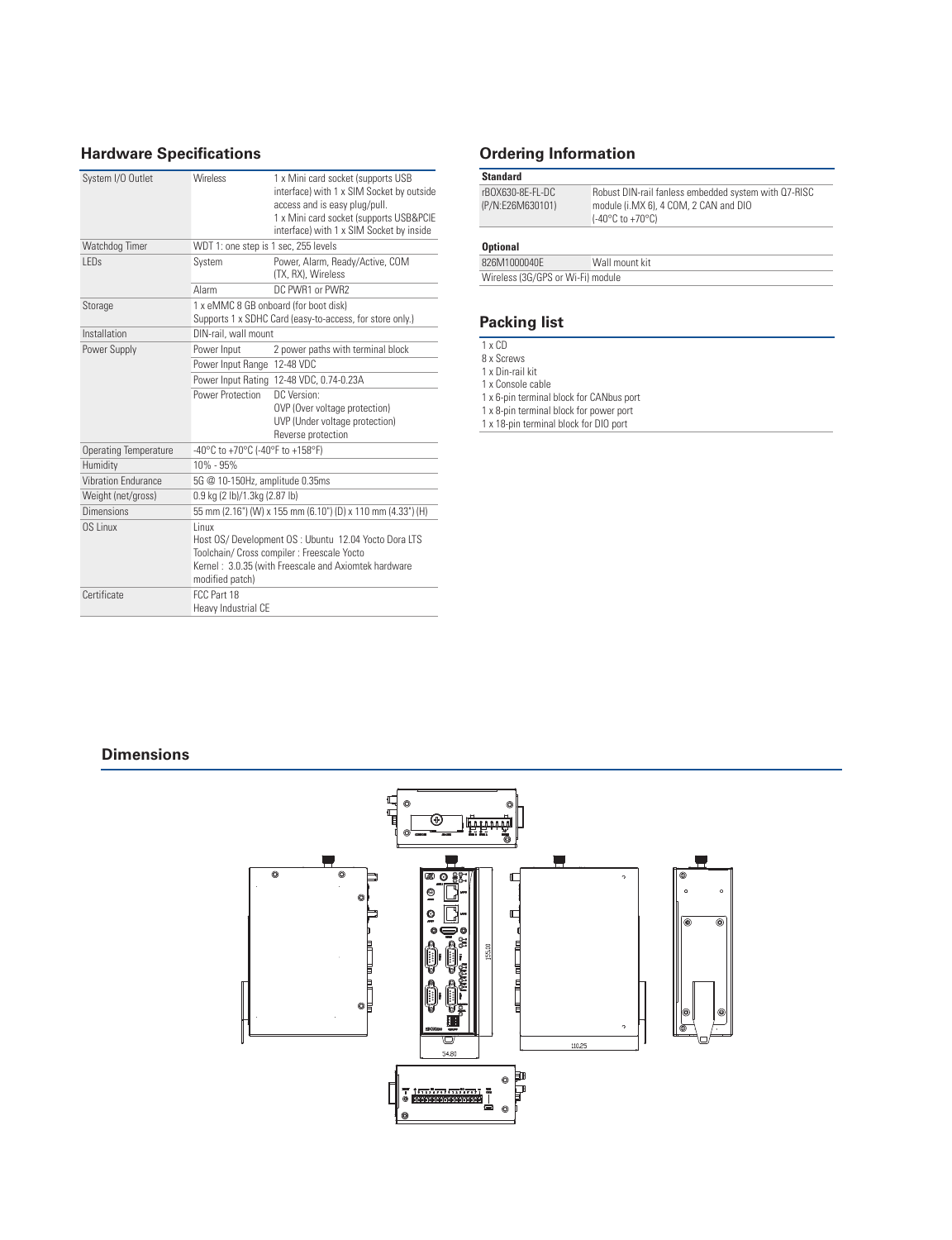## Hardware Specifications

| | | |
|---|---|---|
| System I/O Outlet | Wireless | 1 x Mini card socket (supports USB interface) with 1 x SIM Socket by outside access and is easy plug/pull.<br>1 x Mini card socket (supports USB&PCIE interface) with 1 x SIM Socket by inside |
| Watchdog Timer | WDT 1: one step is 1 sec, 255 levels | |
| LEDs | System | Power, Alarm, Ready/Active, COM (TX, RX), Wireless |
| | Alarm | DC PWR1 or PWR2 |
| Storage | 1 x eMMC 8 GB onboard (for boot disk)<br>Supports 1 x SDHC Card (easy-to-access, for store only.) | |
| Installation | DIN-rail, wall mount | |
| Power Supply | Power Input | 2 power paths with terminal block |
| | Power Input Range | 12-48 VDC |
| | Power Input Rating | 12-48 VDC, 0.74-0.23A |
| | Power Protection | DC Version:<br>OVP (Over voltage protection)<br>UVP (Under voltage protection)<br>Reverse protection |
| Operating Temperature | -40°C to +70°C (-40°F to +158°F) | |
| Humidity | 10% - 95% | |
| Vibration Endurance | 5G @ 10-150Hz, amplitude 0.35ms | |
| Weight (net/gross) | 0.9 kg (2 lb)/1.3kg (2.87 lb) | |
| Dimensions | 55 mm (2.16") (W) x 155 mm (6.10") (D) x 110 mm (4.33") (H) | |
| OS Linux | Linux<br>Host OS/ Development OS : Ubuntu 12.04 Yocto Dora LTS<br>Toolchain/ Cross compiler : Freescale Yocto<br>Kernel : 3.0.35 (with Freescale and Axiomtek hardware modified patch) | |
| Certificate | FCC Part 18<br>Heavy Industrial CE | |

## Ordering Information

| **Standard** | |
|---|---|
| rBOX630-8E-FL-DC (P/N:E26M630101) | Robust DIN-rail fanless embedded system with Q7-RISC module (i.MX 6), 4 COM, 2 CAN and DIO (-40°C to +70°C) |

| **Optional** | |
|---|---|
| 826M1000040E | Wall mount kit |
| Wireless (3G/GPS or Wi-Fi) module | |

## Packing list

- 1 x CD
- 8 x Screws
- 1 x Din-rail kit
- 1 x Console cable
- 1 x 6-pin terminal block for CANbus port
- 1 x 8-pin terminal block for power port
- 1 x 18-pin terminal block for DIO port

## Dimensions

155.00

54.80

110.25